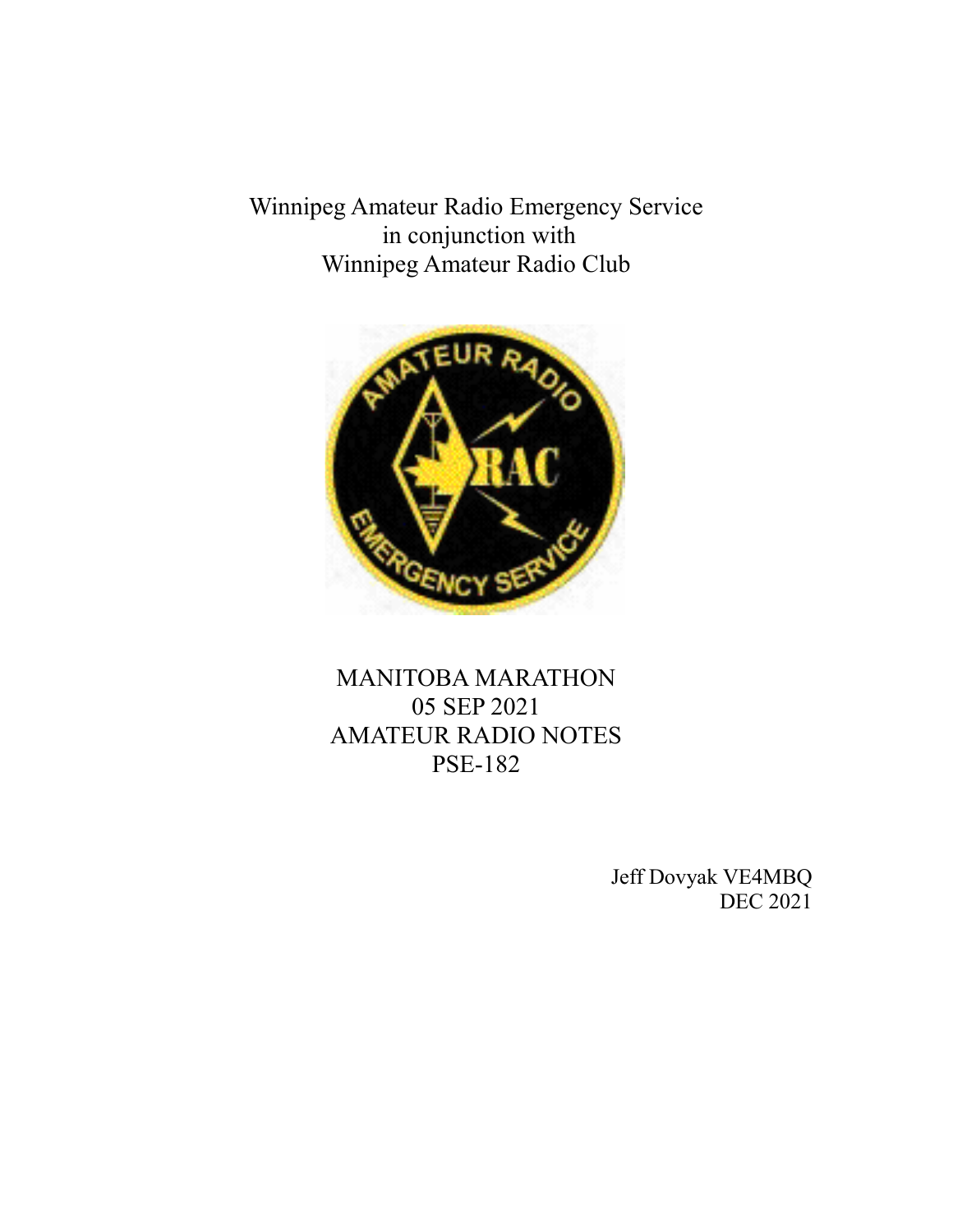Winnipeg Amateur Radio Emergency Service
in conjunction with
Winnipeg Amateur Radio Club

MANITOBA MARATHON
05 SEP 2021
AMATEUR RADIO NOTES
PSE-182

Jeff Dovyak VE4MBQ
DEC 2021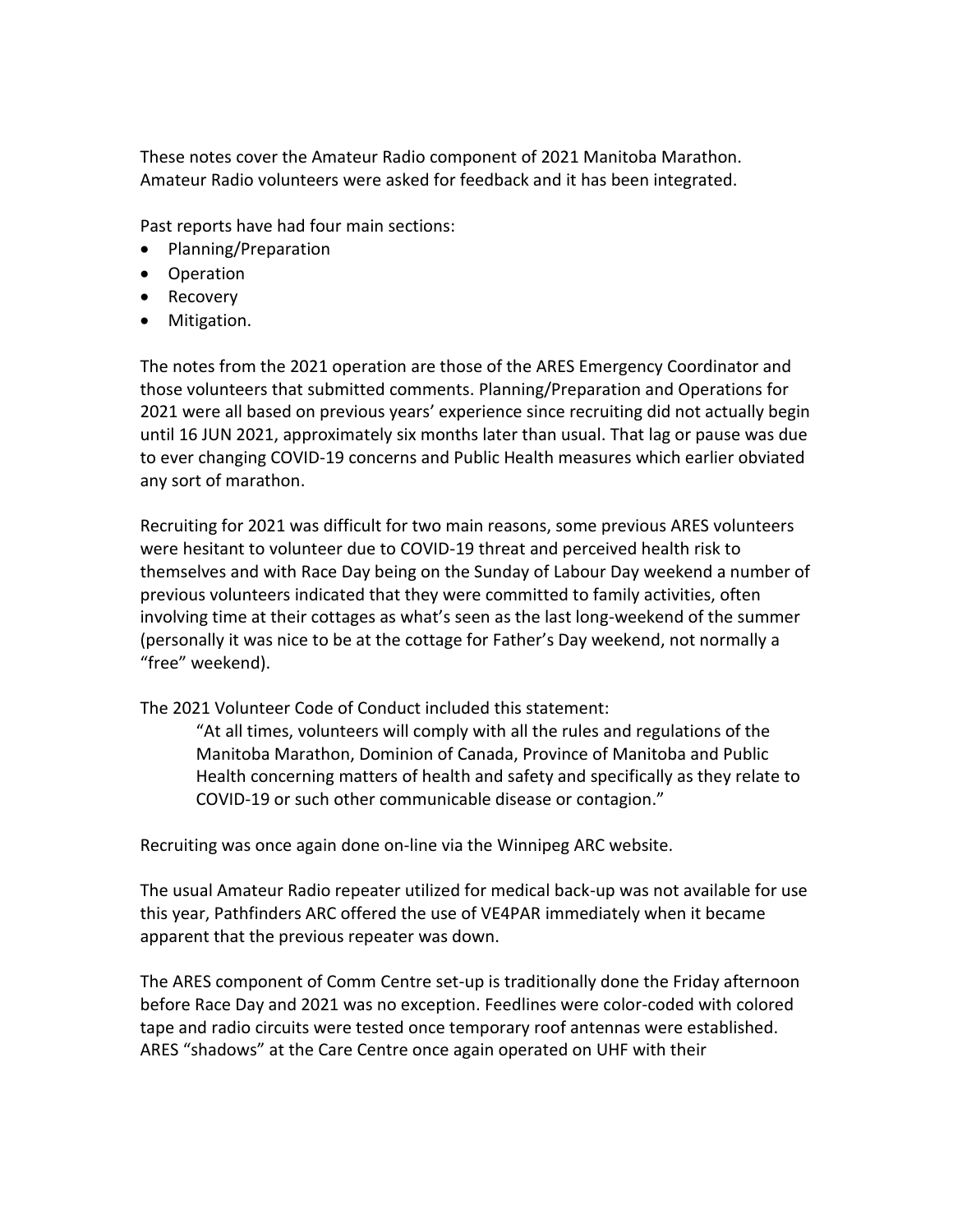These notes cover the Amateur Radio component of 2021 Manitoba Marathon. Amateur Radio volunteers were asked for feedback and it has been integrated.

Past reports have had four main sections:

- Planning/Preparation
- Operation
- Recovery
- Mitigation.

The notes from the 2021 operation are those of the ARES Emergency Coordinator and those volunteers that submitted comments. Planning/Preparation and Operations for 2021 were all based on previous years' experience since recruiting did not actually begin until 16 JUN 2021, approximately six months later than usual. That lag or pause was due to ever changing COVID-19 concerns and Public Health measures which earlier obviated any sort of marathon.

Recruiting for 2021 was difficult for two main reasons, some previous ARES volunteers were hesitant to volunteer due to COVID-19 threat and perceived health risk to themselves and with Race Day being on the Sunday of Labour Day weekend a number of previous volunteers indicated that they were committed to family activities, often involving time at their cottages as what's seen as the last long-weekend of the summer (personally it was nice to be at the cottage for Father's Day weekend, not normally a "free" weekend).

The 2021 Volunteer Code of Conduct included this statement:

> "At all times, volunteers will comply with all the rules and regulations of the Manitoba Marathon, Dominion of Canada, Province of Manitoba and Public Health concerning matters of health and safety and specifically as they relate to COVID-19 or such other communicable disease or contagion."

Recruiting was once again done on-line via the Winnipeg ARC website.

The usual Amateur Radio repeater utilized for medical back-up was not available for use this year, Pathfinders ARC offered the use of VE4PAR immediately when it became apparent that the previous repeater was down.

The ARES component of Comm Centre set-up is traditionally done the Friday afternoon before Race Day and 2021 was no exception. Feedlines were color-coded with colored tape and radio circuits were tested once temporary roof antennas were established. ARES "shadows" at the Care Centre once again operated on UHF with their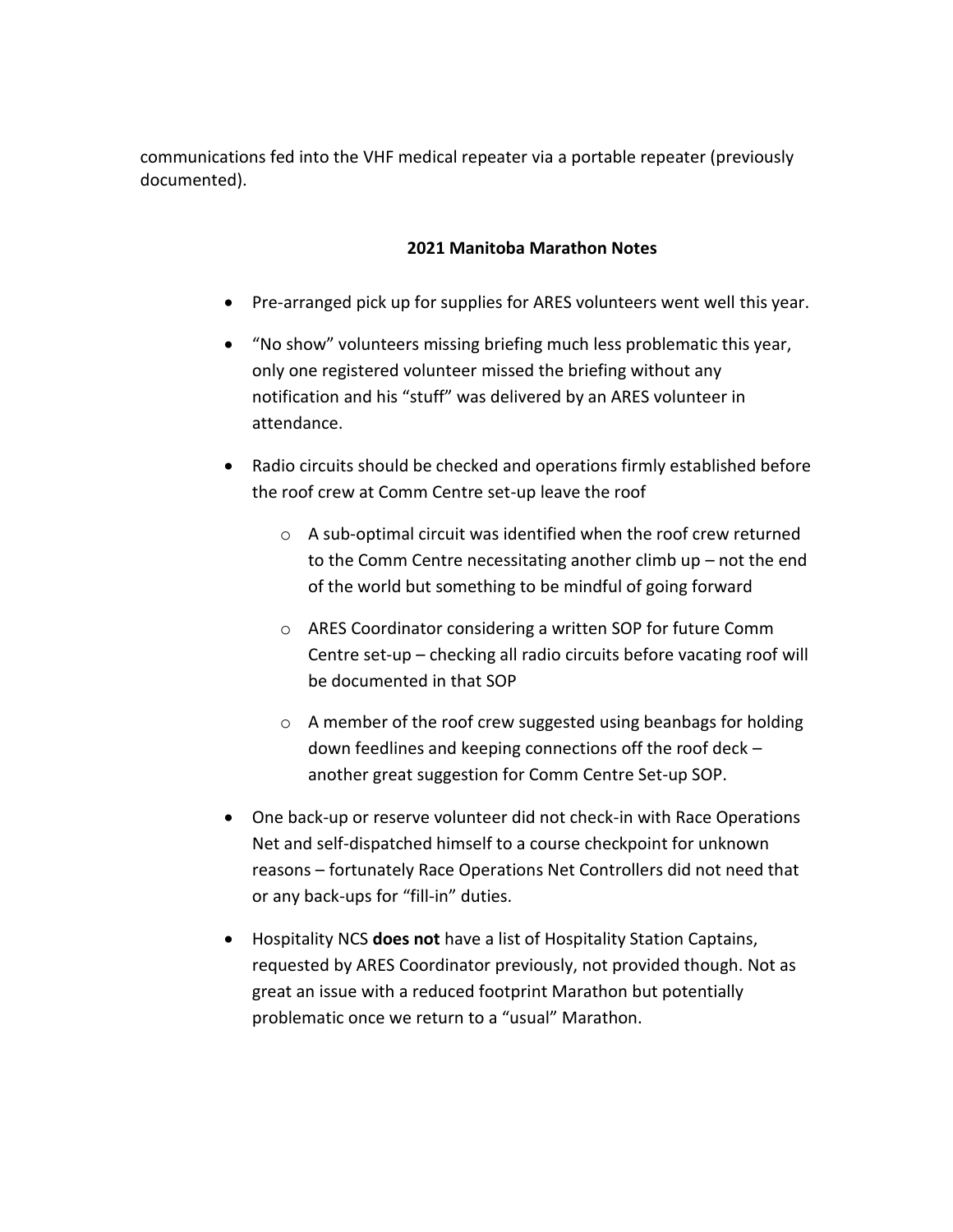communications fed into the VHF medical repeater via a portable repeater (previously documented).

## 2021 Manitoba Marathon Notes

- Pre-arranged pick up for supplies for ARES volunteers went well this year.
- "No show" volunteers missing briefing much less problematic this year, only one registered volunteer missed the briefing without any notification and his "stuff" was delivered by an ARES volunteer in attendance.
- Radio circuits should be checked and operations firmly established before the roof crew at Comm Centre set-up leave the roof
    - A sub-optimal circuit was identified when the roof crew returned to the Comm Centre necessitating another climb up – not the end of the world but something to be mindful of going forward
    - ARES Coordinator considering a written SOP for future Comm Centre set-up – checking all radio circuits before vacating roof will be documented in that SOP
    - A member of the roof crew suggested using beanbags for holding down feedlines and keeping connections off the roof deck – another great suggestion for Comm Centre Set-up SOP.
- One back-up or reserve volunteer did not check-in with Race Operations Net and self-dispatched himself to a course checkpoint for unknown reasons – fortunately Race Operations Net Controllers did not need that or any back-ups for "fill-in" duties.
- Hospitality NCS **does not** have a list of Hospitality Station Captains, requested by ARES Coordinator previously, not provided though. Not as great an issue with a reduced footprint Marathon but potentially problematic once we return to a "usual" Marathon.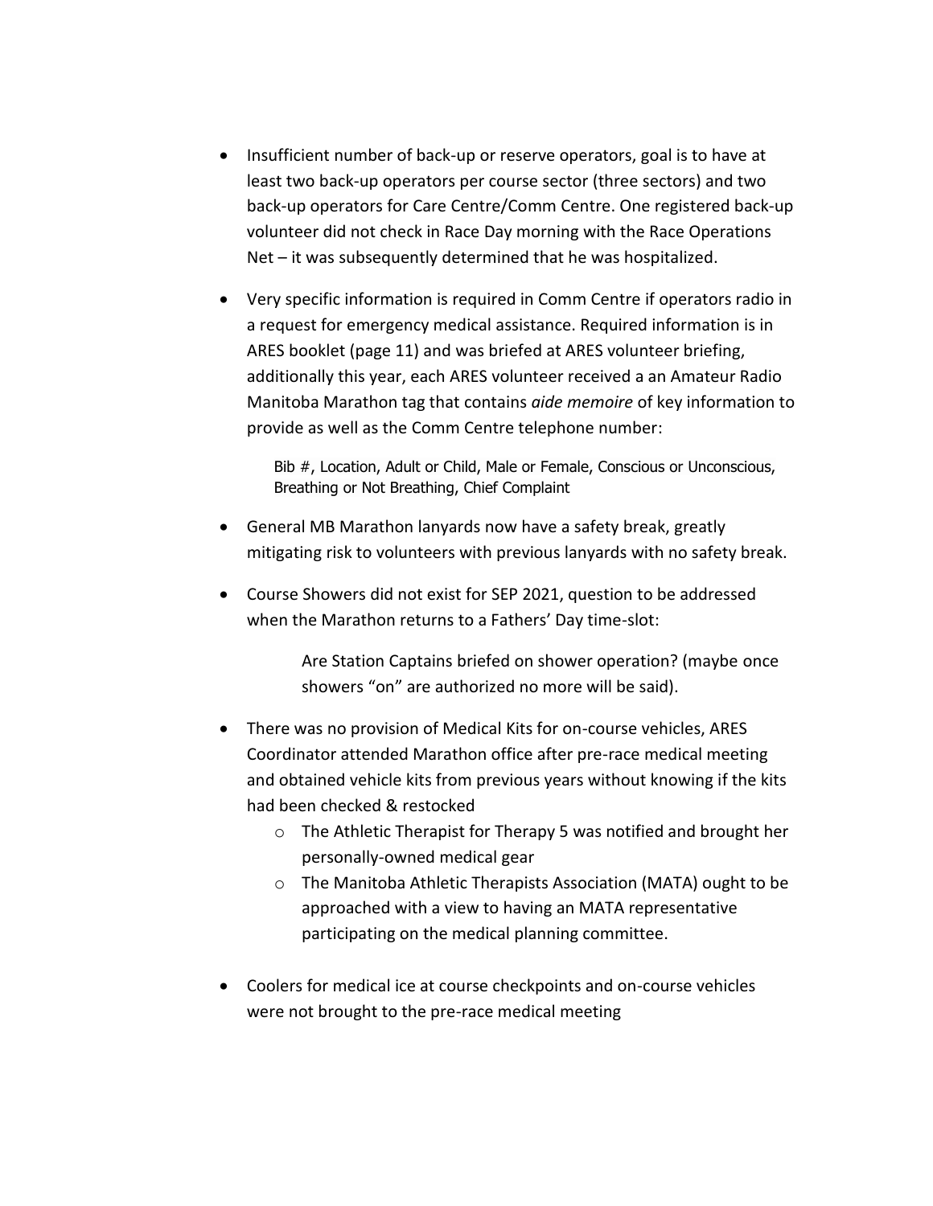- Insufficient number of back-up or reserve operators, goal is to have at least two back-up operators per course sector (three sectors) and two back-up operators for Care Centre/Comm Centre. One registered back-up volunteer did not check in Race Day morning with the Race Operations Net – it was subsequently determined that he was hospitalized.

- Very specific information is required in Comm Centre if operators radio in a request for emergency medical assistance. Required information is in ARES booklet (page 11) and was briefed at ARES volunteer briefing, additionally this year, each ARES volunteer received a an Amateur Radio Manitoba Marathon tag that contains *aide memoire* of key information to provide as well as the Comm Centre telephone number:

  Bib #, Location, Adult or Child, Male or Female, Conscious or Unconscious, Breathing or Not Breathing, Chief Complaint

- General MB Marathon lanyards now have a safety break, greatly mitigating risk to volunteers with previous lanyards with no safety break.

- Course Showers did not exist for SEP 2021, question to be addressed when the Marathon returns to a Fathers' Day time-slot:

  Are Station Captains briefed on shower operation? (maybe once showers "on" are authorized no more will be said).

- There was no provision of Medical Kits for on-course vehicles, ARES Coordinator attended Marathon office after pre-race medical meeting and obtained vehicle kits from previous years without knowing if the kits had been checked & restocked
  - The Athletic Therapist for Therapy 5 was notified and brought her personally-owned medical gear
  - The Manitoba Athletic Therapists Association (MATA) ought to be approached with a view to having an MATA representative participating on the medical planning committee.

- Coolers for medical ice at course checkpoints and on-course vehicles were not brought to the pre-race medical meeting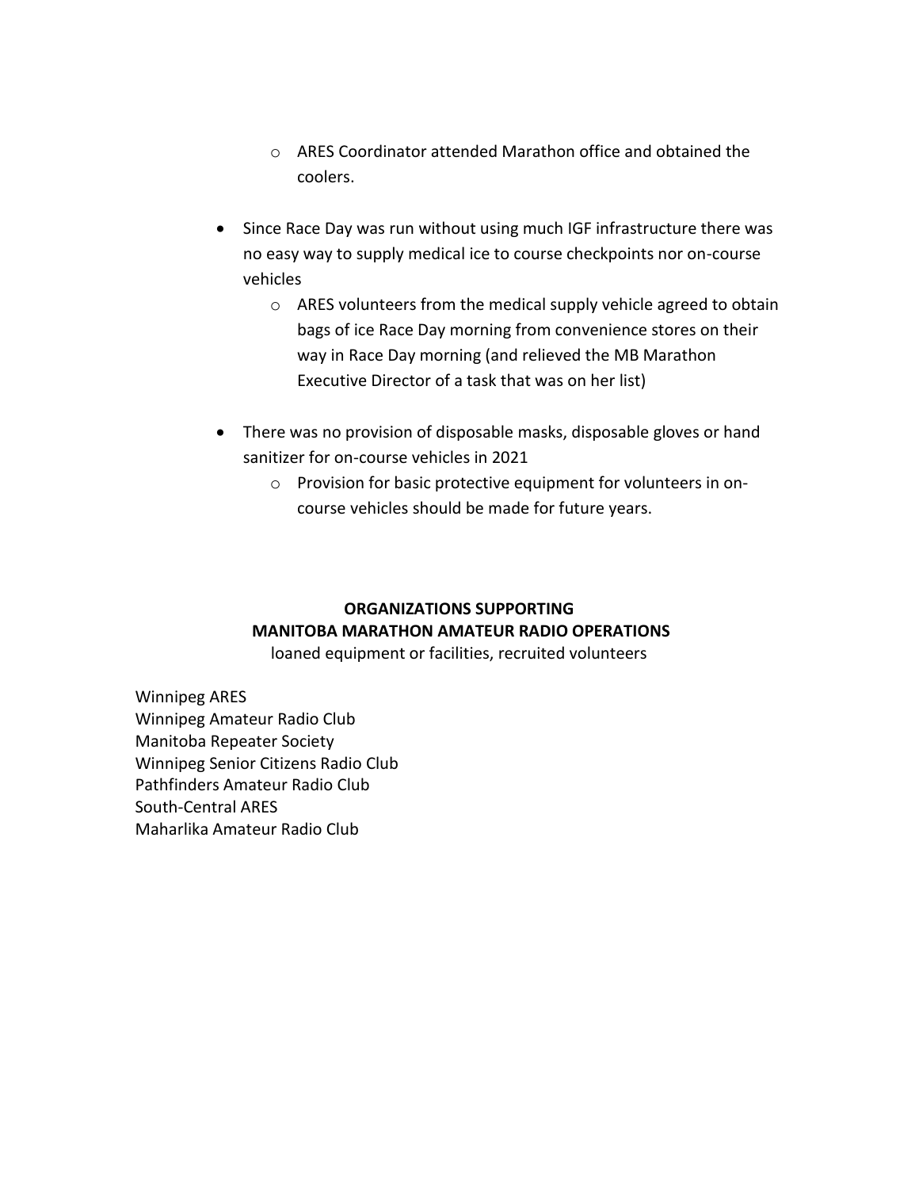- ARES Coordinator attended Marathon office and obtained the coolers.

- Since Race Day was run without using much IGF infrastructure there was no easy way to supply medical ice to course checkpoints nor on-course vehicles
  - ARES volunteers from the medical supply vehicle agreed to obtain bags of ice Race Day morning from convenience stores on their way in Race Day morning (and relieved the MB Marathon Executive Director of a task that was on her list)

- There was no provision of disposable masks, disposable gloves or hand sanitizer for on-course vehicles in 2021
  - Provision for basic protective equipment for volunteers in on-course vehicles should be made for future years.

**ORGANIZATIONS SUPPORTING**
**MANITOBA MARATHON AMATEUR RADIO OPERATIONS**

loaned equipment or facilities, recruited volunteers

Winnipeg ARES
Winnipeg Amateur Radio Club
Manitoba Repeater Society
Winnipeg Senior Citizens Radio Club
Pathfinders Amateur Radio Club
South-Central ARES
Maharlika Amateur Radio Club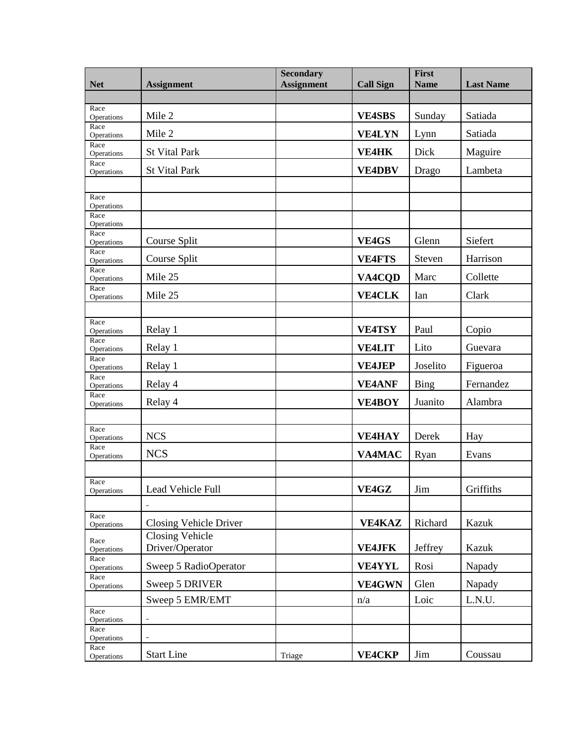| Net | Assignment | Secondary Assignment | Call Sign | First Name | Last Name |
|---|---|---|---|---|---|
| | | | | | |
| Race Operations | Mile 2 | | **VE4SBS** | Sunday | Satiada |
| Race Operations | Mile 2 | | **VE4LYN** | Lynn | Satiada |
| Race Operations | St Vital Park | | **VE4HK** | Dick | Maguire |
| Race Operations | St Vital Park | | **VE4DBV** | Drago | Lambeta |
| | | | | | |
| Race Operations | | | | | |
| Race Operations | | | | | |
| Race Operations | Course Split | | **VE4GS** | Glenn | Siefert |
| Race Operations | Course Split | | **VE4FTS** | Steven | Harrison |
| Race Operations | Mile 25 | | **VA4CQD** | Marc | Collette |
| Race Operations | Mile 25 | | **VE4CLK** | Ian | Clark |
| | | | | | |
| Race Operations | Relay 1 | | **VE4TSY** | Paul | Copio |
| Race Operations | Relay 1 | | **VE4LIT** | Lito | Guevara |
| Race Operations | Relay 1 | | **VE4JEP** | Joselito | Figueroa |
| Race Operations | Relay 4 | | **VE4ANF** | Bing | Fernandez |
| Race Operations | Relay 4 | | **VE4BOY** | Juanito | Alambra |
| | | | | | |
| Race Operations | NCS | | **VE4HAY** | Derek | Hay |
| Race Operations | NCS | | **VA4MAC** | Ryan | Evans |
| | | | | | |
| Race Operations | Lead Vehicle Full | | **VE4GZ** | Jim | Griffiths |
| | - | | | | |
| Race Operations | Closing Vehicle Driver | | **VE4KAZ** | Richard | Kazuk |
| Race Operations | Closing Vehicle Driver/Operator | | **VE4JFK** | Jeffrey | Kazuk |
| Race Operations | Sweep 5 RadioOperator | | **VE4YYL** | Rosi | Napady |
| Race Operations | Sweep 5 DRIVER | | **VE4GWN** | Glen | Napady |
| | Sweep 5 EMR/EMT | | n/a | Loic | L.N.U. |
| Race Operations | - | | | | |
| Race Operations | - | | | | |
| Race Operations | Start Line | Triage | **VE4CKP** | Jim | Coussau |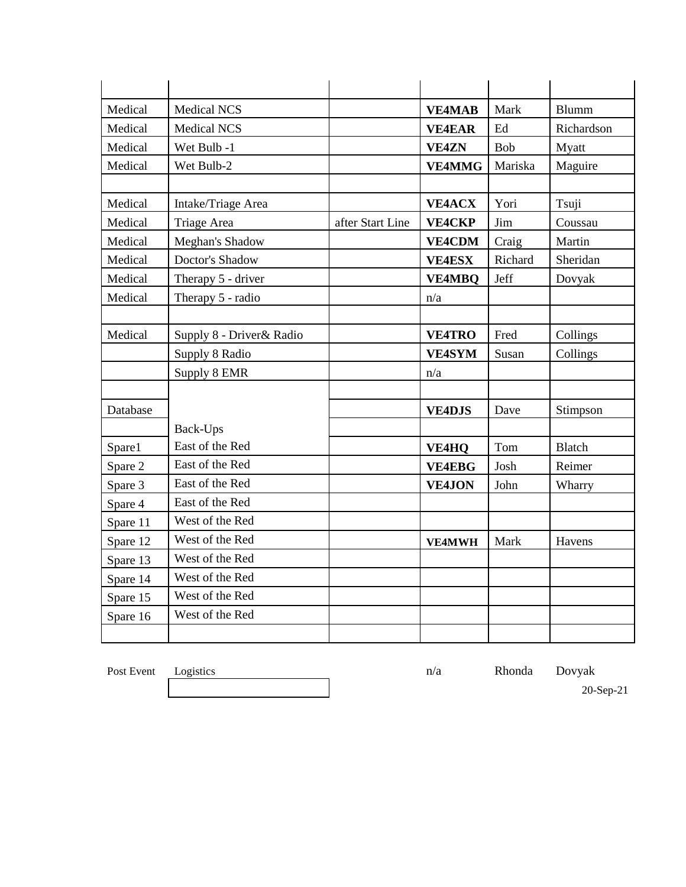| | | | | | |
|---|---|---|---|---|---|
| | | | | | |
| Medical | Medical NCS | | **VE4MAB** | Mark | Blumm |
| Medical | Medical NCS | | **VE4EAR** | Ed | Richardson |
| Medical | Wet Bulb -1 | | **VE4ZN** | Bob | Myatt |
| Medical | Wet Bulb-2 | | **VE4MMG** | Mariska | Maguire |
| | | | | | |
| Medical | Intake/Triage Area | | **VE4ACX** | Yori | Tsuji |
| Medical | Triage Area | after Start Line | **VE4CKP** | Jim | Coussau |
| Medical | Meghan's Shadow | | **VE4CDM** | Craig | Martin |
| Medical | Doctor's Shadow | | **VE4ESX** | Richard | Sheridan |
| Medical | Therapy 5 - driver | | **VE4MBQ** | Jeff | Dovyak |
| Medical | Therapy 5 - radio | | n/a | | |
| | | | | | |
| Medical | Supply 8 - Driver& Radio | | **VE4TRO** | Fred | Collings |
| | Supply 8 Radio | | **VE4SYM** | Susan | Collings |
| | Supply 8 EMR | | n/a | | |
| | | | | | |
| Database | | | **VE4DJS** | Dave | Stimpson |
| | Back-Ups | | | | |
| Spare1 | East of the Red | | **VE4HQ** | Tom | Blatch |
| Spare 2 | East of the Red | | **VE4EBG** | Josh | Reimer |
| Spare 3 | East of the Red | | **VE4JON** | John | Wharry |
| Spare 4 | East of the Red | | | | |
| Spare 11 | West of the Red | | | | |
| Spare 12 | West of the Red | | **VE4MWH** | Mark | Havens |
| Spare 13 | West of the Red | | | | |
| Spare 14 | West of the Red | | | | |
| Spare 15 | West of the Red | | | | |
| Spare 16 | West of the Red | | | | |
| | | | | | |

| | | | | | |
|---|---|---|---|---|---|
| Post Event | Logistics | | n/a | Rhonda | Dovyak |

20-Sep-21